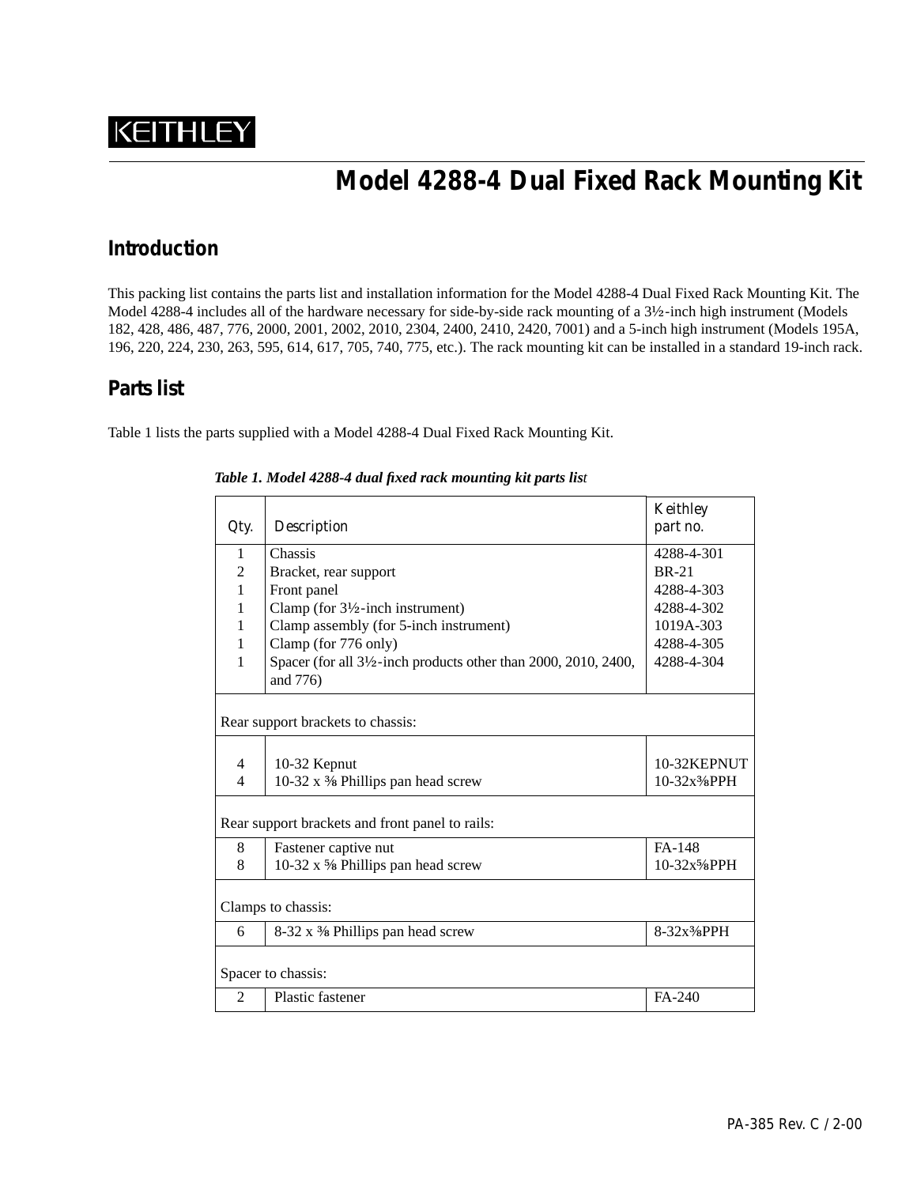KEITHLEY

# Model 4288-4 Dual Fixed Rack Mounting Kit

## Introduction

This packing list contains the parts list and installation information for the Model 4288-4 Dual Fixed Rack Mounting Kit. The Model 4288-4 includes all of the hardware necessary for side-by-side rack mounting of a 3½-inch high instrument (Models 182, 428, 486, 487, 776, 2000, 2001, 2002, 2010, 2304, 2400, 2410, 2420, 7001) and a 5-inch high instrument (Models 195A, 196, 220, 224, 230, 263, 595, 614, 617, 705, 740, 775, etc.). The rack mounting kit can be installed in a standard 19-inch rack.

## Parts list

Table 1 lists the parts supplied with a Model 4288-4 Dual Fixed Rack Mounting Kit.

***Table 1. Model 4288-4 dual fixed rack mounting kit parts list***

| Qty. | Description | Keithley part no. |
|---|---|---|
| 1 | Chassis | 4288-4-301 |
| 2 | Bracket, rear support | BR-21 |
| 1 | Front panel | 4288-4-303 |
| 1 | Clamp (for 3½-inch instrument) | 4288-4-302 |
| 1 | Clamp assembly (for 5-inch instrument) | 1019A-303 |
| 1 | Clamp (for 776 only) | 4288-4-305 |
| 1 | Spacer (for all 3½-inch products other than 2000, 2010, 2400, and 776) | 4288-4-304 |
| Rear support brackets to chassis: | | |
| 4 | 10-32 Kepnut | 10-32KEPNUT |
| 4 | 10-32 x ⅜ Phillips pan head screw | 10-32x⅜PPH |
| Rear support brackets and front panel to rails: | | |
| 8 | Fastener captive nut | FA-148 |
| 8 | 10-32 x ⅝ Phillips pan head screw | 10-32x⅝PPH |
| Clamps to chassis: | | |
| 6 | 8-32 x ⅜ Phillips pan head screw | 8-32x⅜PPH |
| Spacer to chassis: | | |
| 2 | Plastic fastener | FA-240 |

PA-385 Rev. C / 2-00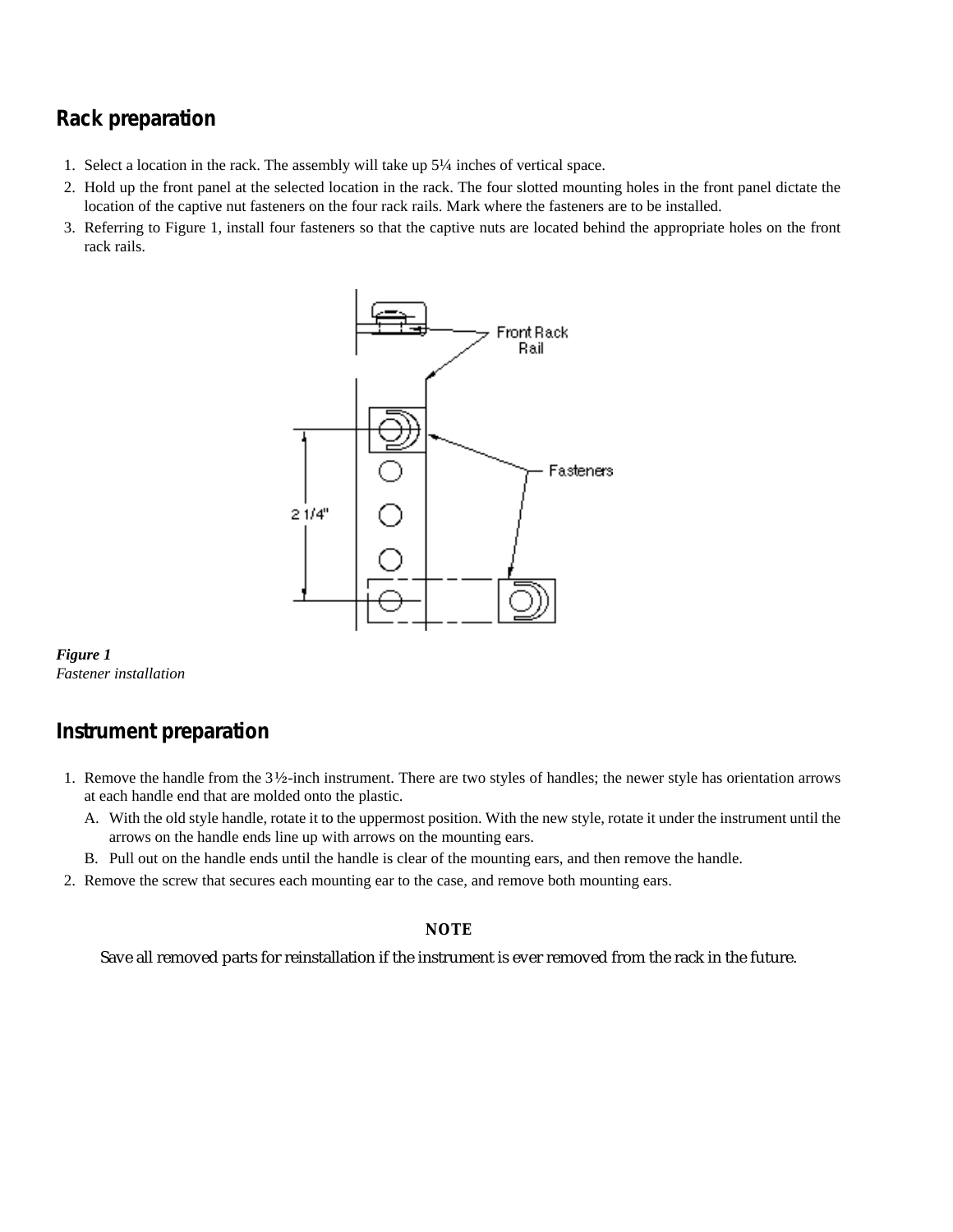## Rack preparation

1. Select a location in the rack. The assembly will take up 5¼ inches of vertical space.
2. Hold up the front panel at the selected location in the rack. The four slotted mounting holes in the front panel dictate the location of the captive nut fasteners on the four rack rails. Mark where the fasteners are to be installed.
3. Referring to Figure 1, install four fasteners so that the captive nuts are located behind the appropriate holes on the front rack rails.

***Figure 1***
*Fastener installation*

## Instrument preparation

1. Remove the handle from the 3½-inch instrument. There are two styles of handles; the newer style has orientation arrows at each handle end that are molded onto the plastic.
   A. With the old style handle, rotate it to the uppermost position. With the new style, rotate it under the instrument until the arrows on the handle ends line up with arrows on the mounting ears.
   B. Pull out on the handle ends until the handle is clear of the mounting ears, and then remove the handle.
2. Remove the screw that secures each mounting ear to the case, and remove both mounting ears.

**NOTE**

Save all removed parts for reinstallation if the instrument is ever removed from the rack in the future.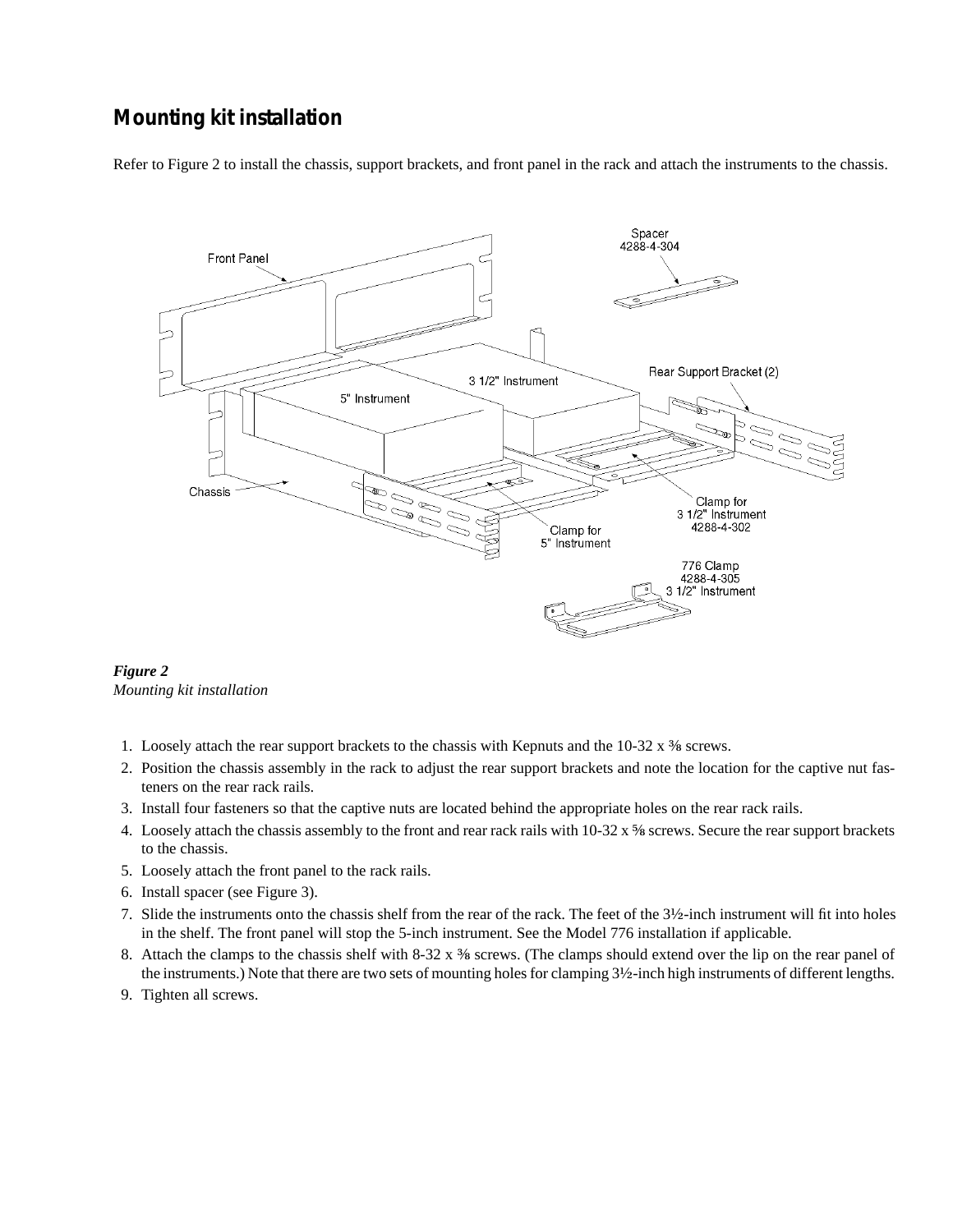## Mounting kit installation

Refer to Figure 2 to install the chassis, support brackets, and front panel in the rack and attach the instruments to the chassis.

***Figure 2***
*Mounting kit installation*

1. Loosely attach the rear support brackets to the chassis with Kepnuts and the 10-32 x ⅜ screws.
2. Position the chassis assembly in the rack to adjust the rear support brackets and note the location for the captive nut fasteners on the rear rack rails.
3. Install four fasteners so that the captive nuts are located behind the appropriate holes on the rear rack rails.
4. Loosely attach the chassis assembly to the front and rear rack rails with 10-32 x ⅝ screws. Secure the rear support brackets to the chassis.
5. Loosely attach the front panel to the rack rails.
6. Install spacer (see Figure 3).
7. Slide the instruments onto the chassis shelf from the rear of the rack. The feet of the 3½-inch instrument will fit into holes in the shelf. The front panel will stop the 5-inch instrument. See the Model 776 installation if applicable.
8. Attach the clamps to the chassis shelf with 8-32 x ⅜ screws. (The clamps should extend over the lip on the rear panel of the instruments.) Note that there are two sets of mounting holes for clamping 3½-inch high instruments of different lengths.
9. Tighten all screws.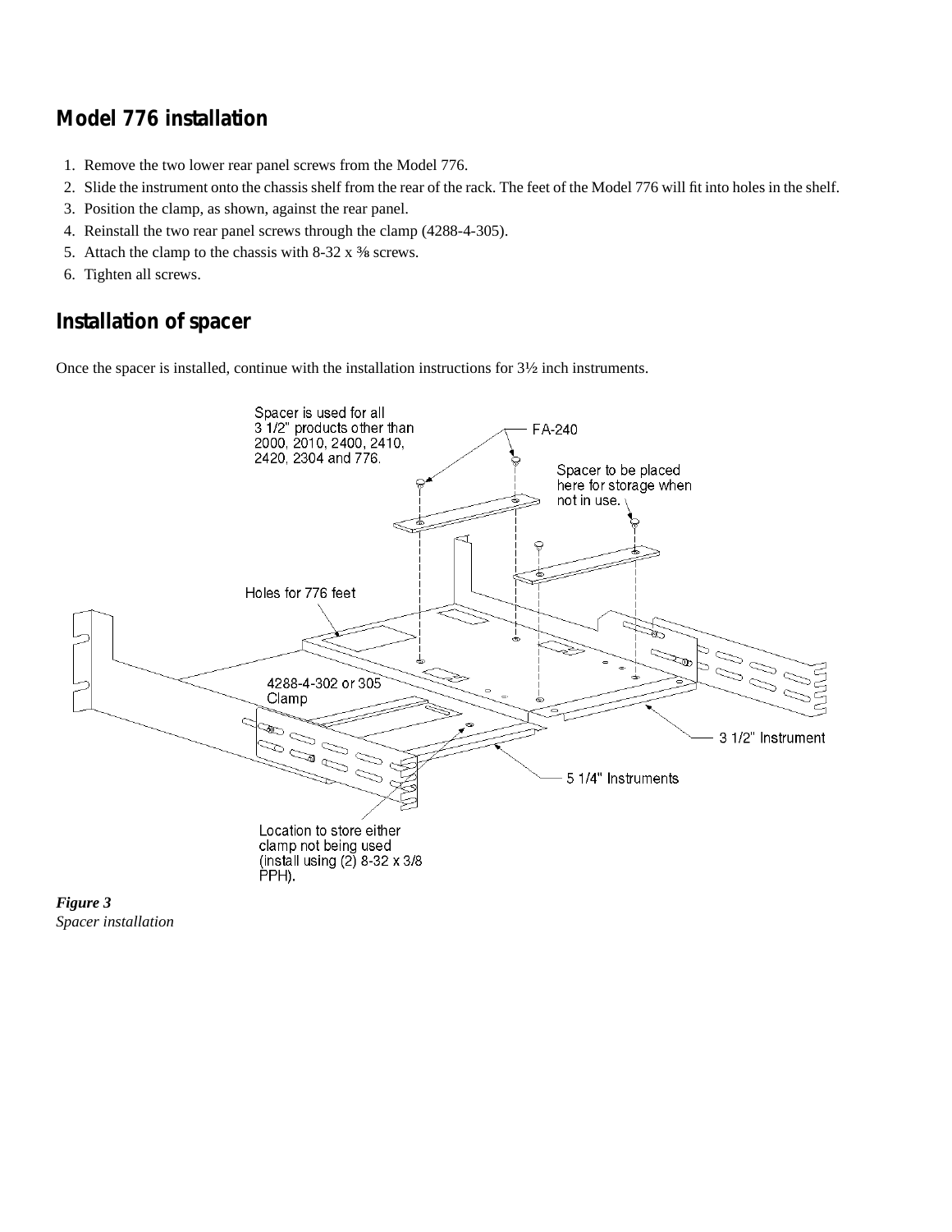## Model 776 installation

1. Remove the two lower rear panel screws from the Model 776.
2. Slide the instrument onto the chassis shelf from the rear of the rack. The feet of the Model 776 will fit into holes in the shelf.
3. Position the clamp, as shown, against the rear panel.
4. Reinstall the two rear panel screws through the clamp (4288-4-305).
5. Attach the clamp to the chassis with 8-32 x ⅜ screws.
6. Tighten all screws.

## Installation of spacer

Once the spacer is installed, continue with the installation instructions for 3½ inch instruments.

Spacer is used for all 3 1/2" products other than 2000, 2010, 2400, 2410, 2420, 2304 and 776.

FA-240

Spacer to be placed here for storage when not in use.

Holes for 776 feet

4288-4-302 or 305 Clamp

3 1/2" Instrument

5 1/4" Instruments

Location to store either clamp not being used (install using (2) 8-32 x 3/8 PPH).

***Figure 3***
*Spacer installation*